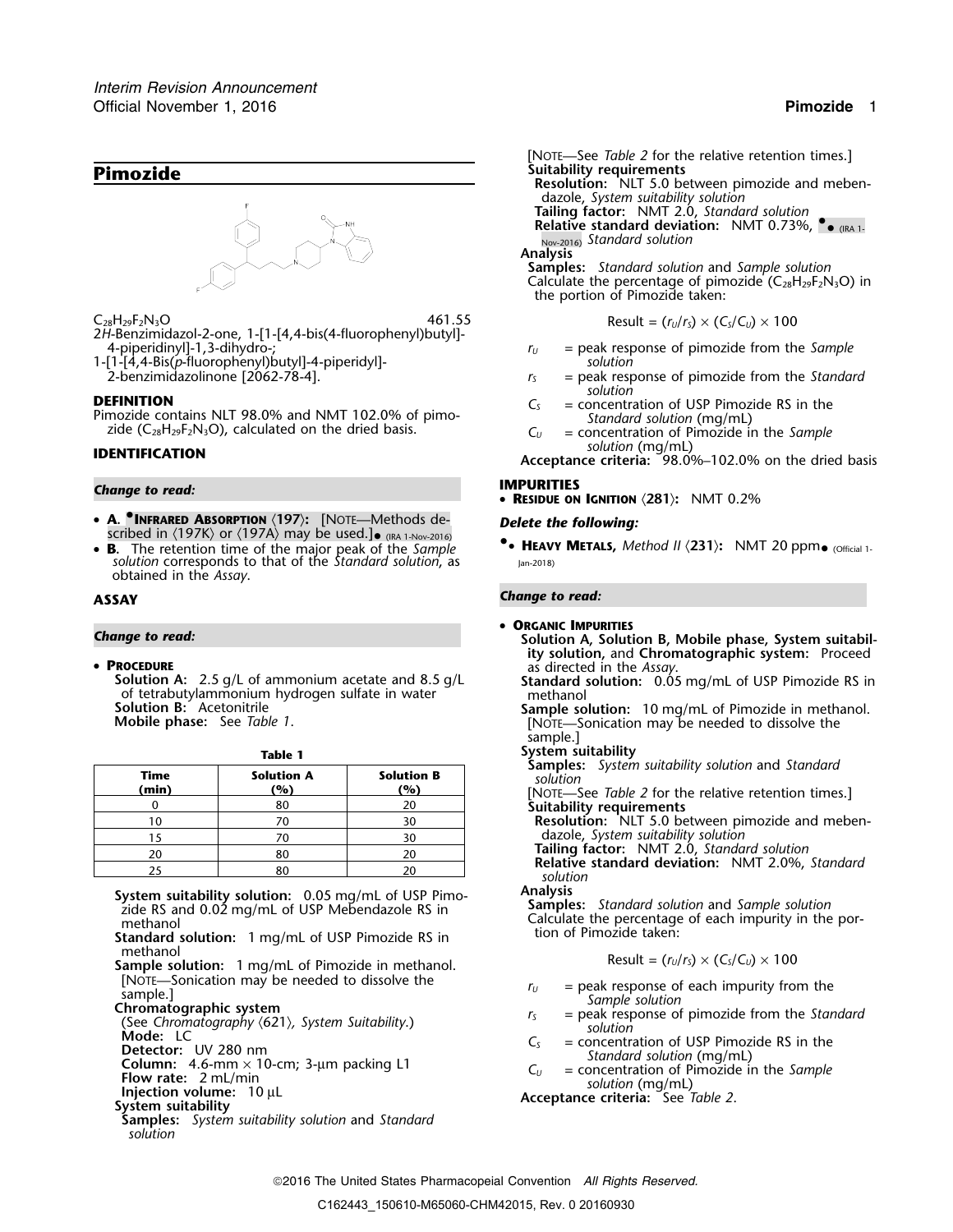# Pimozide

$C_{28}H_{29}F_2N_3O$ 461.55

2*H*-Benzimidazol-2-one, 1-[1-[4,4-bis(4-fluorophenyl)butyl]-4-piperidinyl]-1,3-dihydro-;

1-[1-[4,4-Bis(*p*-fluorophenyl)butyl]-4-piperidyl]-2-benzimidazolinone [2062-78-4].

## DEFINITION

Pimozide contains NLT 98.0% and NMT 102.0% of pimozide ($C_{28}H_{29}F_2N_3O$), calculated on the dried basis.

## IDENTIFICATION

*Change to read:*

- **A.** •**Infrared Absorption** 〈197〉**:** [Note—Methods described in 〈197K〉 or 〈197A〉 may be used.]• (IRA 1-Nov-2016)
- **B.** The retention time of the major peak of the *Sample solution* corresponds to that of the *Standard solution*, as obtained in the *Assay*.

## ASSAY

*Change to read:*

- **Procedure**

**Solution A:** 2.5 g/L of ammonium acetate and 8.5 g/L of tetrabutylammonium hydrogen sulfate in water

**Solution B:** Acetonitrile

**Mobile phase:** See *Table 1*.

**Table 1**

| Time (min) | Solution A (%) | Solution B (%) |
|---|---|---|
| 0 | 80 | 20 |
| 10 | 70 | 30 |
| 15 | 70 | 30 |
| 20 | 80 | 20 |
| 25 | 80 | 20 |

**System suitability solution:** 0.05 mg/mL of USP Pimozide RS and 0.02 mg/mL of USP Mebendazole RS in methanol

**Standard solution:** 1 mg/mL of USP Pimozide RS in methanol

**Sample solution:** 1 mg/mL of Pimozide in methanol. [Note—Sonication may be needed to dissolve the sample.]

**Chromatographic system**

(See *Chromatography* 〈621〉*, System Suitability.*)

**Mode:** LC

**Detector:** UV 280 nm

**Column:** 4.6-mm × 10-cm; 3-µm packing L1

**Flow rate:** 2 mL/min

**Injection volume:** 10 µL

**System suitability**

**Samples:** *System suitability solution* and *Standard solution*

[Note—See *Table 2* for the relative retention times.]

**Suitability requirements**

**Resolution:** NLT 5.0 between pimozide and mebendazole, *System suitability solution*

**Tailing factor:** NMT 2.0, *Standard solution*

**Relative standard deviation:** NMT 0.73%, •• (IRA 1-Nov-2016) *Standard solution*

**Analysis**

**Samples:** *Standard solution* and *Sample solution*

Calculate the percentage of pimozide ($C_{28}H_{29}F_2N_3O$) in the portion of Pimozide taken:

$$\text{Result} = (r_U/r_S) \times (C_S/C_U) \times 100$$

$r_U$ = peak response of pimozide from the *Sample solution*

$r_S$ = peak response of pimozide from the *Standard solution*

$C_S$ = concentration of USP Pimozide RS in the *Standard solution* (mg/mL)

$C_U$ = concentration of Pimozide in the *Sample solution* (mg/mL)

**Acceptance criteria:** 98.0%–102.0% on the dried basis

## IMPURITIES

- **Residue on Ignition** 〈281〉**:** NMT 0.2%

*Delete the following:*

- •• **Heavy Metals,** *Method II* 〈231〉**:** NMT 20 ppm• (Official 1-Jan-2018)

*Change to read:*

- **Organic Impurities**

**Solution A, Solution B, Mobile phase, System suitability solution,** and **Chromatographic system:** Proceed as directed in the *Assay*.

**Standard solution:** 0.05 mg/mL of USP Pimozide RS in methanol

**Sample solution:** 10 mg/mL of Pimozide in methanol. [Note—Sonication may be needed to dissolve the sample.]

**System suitability**

**Samples:** *System suitability solution* and *Standard solution*

[Note—See *Table 2* for the relative retention times.]

**Suitability requirements**

**Resolution:** NLT 5.0 between pimozide and mebendazole, *System suitability solution*

**Tailing factor:** NMT 2.0, *Standard solution*

**Relative standard deviation:** NMT 2.0%, *Standard solution*

**Analysis**

**Samples:** *Standard solution* and *Sample solution*

Calculate the percentage of each impurity in the portion of Pimozide taken:

$$\text{Result} = (r_U/r_S) \times (C_S/C_U) \times 100$$

$r_U$ = peak response of each impurity from the *Sample solution*

$r_S$ = peak response of pimozide from the *Standard solution*

$C_S$ = concentration of USP Pimozide RS in the *Standard solution* (mg/mL)

$C_U$ = concentration of Pimozide in the *Sample solution* (mg/mL)

**Acceptance criteria:** See *Table 2*.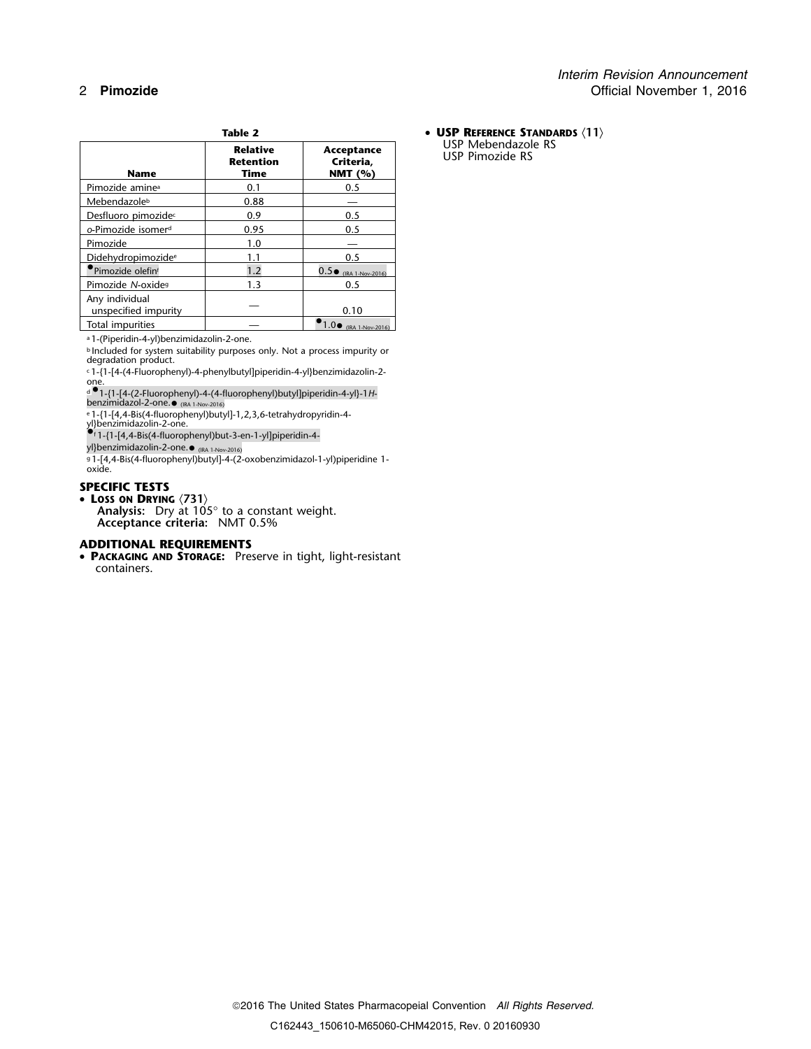**Table 2**

| Name | Relative Retention Time | Acceptance Criteria, NMT (%) |
|---|---|---|
| Pimozide amine[a] | 0.1 | 0.5 |
| Mebendazole[b] | 0.88 | — |
| Desfluoro pimozide[c] | 0.9 | 0.5 |
| *o*-Pimozide isomer[d] | 0.95 | 0.5 |
| Pimozide | 1.0 | — |
| Didehydropimozide[e] | 1.1 | 0.5 |
| ●Pimozide olefin[f] | 1.2 | 0.5● (IRA 1-Nov-2016) |
| Pimozide *N*-oxide[g] | 1.3 | 0.5 |
| Any individual unspecified impurity | — | 0.10 |
| Total impurities | — | ●1.0● (IRA 1-Nov-2016) |

[a] 1-(Piperidin-4-yl)benzimidazolin-2-one.

[b] Included for system suitability purposes only. Not a process impurity or degradation product.

[c] 1-{1-[4-(4-Fluorophenyl)-4-phenylbutyl]piperidin-4-yl}benzimidazolin-2-one.

[d] ●1-{1-[4-(2-Fluorophenyl)-4-(4-fluorophenyl)butyl]piperidin-4-yl}-1*H*-benzimidazol-2-one.● (IRA 1-Nov-2016)

[e] 1-{1-[4,4-Bis(4-fluorophenyl)butyl]-1,2,3,6-tetrahydropyridin-4-yl}benzimidazolin-2-one.

●[f] 1-{1-[4,4-Bis(4-fluorophenyl)but-3-en-1-yl]piperidin-4-yl}benzimidazolin-2-one.● (IRA 1-Nov-2016)

[g] 1-[4,4-Bis(4-fluorophenyl)butyl]-4-(2-oxobenzimidazol-1-yl)piperidine 1-oxide.

## SPECIFIC TESTS

- **Loss on Drying** ⟨731⟩
  - **Analysis:** Dry at 105° to a constant weight.
  - **Acceptance criteria:** NMT 0.5%

## ADDITIONAL REQUIREMENTS

- **Packaging and Storage:** Preserve in tight, light-resistant containers.
- **USP Reference Standards** ⟨11⟩
  - USP Mebendazole RS
  - USP Pimozide RS